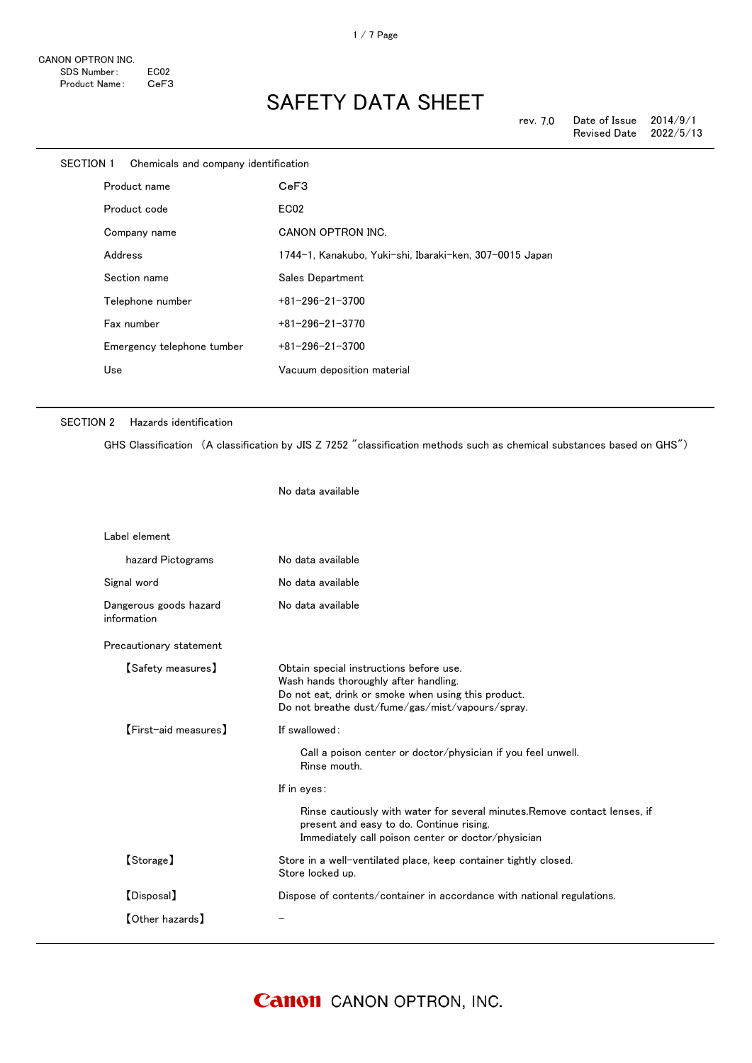CANON OPTRON INC.
SDS Number: EC02
Product Name: $CeF_3$

# SAFETY DATA SHEET

rev. 7.0 Date of Issue 2014/9/1
Revised Date 2022/5/13

## SECTION 1 Chemicals and company identification

| | |
|---|---|
| Product name | $CeF_3$ |
| Product code | EC02 |
| Company name | CANON OPTRON INC. |
| Address | 1744-1, Kanakubo, Yuki-shi, Ibaraki-ken, 307-0015 Japan |
| Section name | Sales Department |
| Telephone number | +81-296-21-3700 |
| Fax number | +81-296-21-3770 |
| Emergency telephone tumber | +81-296-21-3700 |
| Use | Vacuum deposition material |

## SECTION 2 Hazards identification

GHS Classification （A classification by JIS Z 7252 ″classification methods such as chemical substances based on GHS″）

No data available

Label element

| | |
|---|---|
| hazard Pictograms | No data available |
| Signal word | No data available |
| Dangerous goods hazard information | No data available |

Precautionary statement

【Safety measures】

Obtain special instructions before use.
Wash hands thoroughly after handling.
Do not eat, drink or smoke when using this product.
Do not breathe dust/fume/gas/mist/vapours/spray.

【First-aid measures】

If swallowed:

Call a poison center or doctor/physician if you feel unwell.
Rinse mouth.

If in eyes:

Rinse cautiously with water for several minutes.Remove contact lenses, if present and easy to do. Continue rising.
Immediately call poison center or doctor/physician

【Storage】

Store in a well-ventilated place, keep container tightly closed.
Store locked up.

【Disposal】

Dispose of contents/container in accordance with national regulations.

【Other hazards】

–

Canon CANON OPTRON, INC.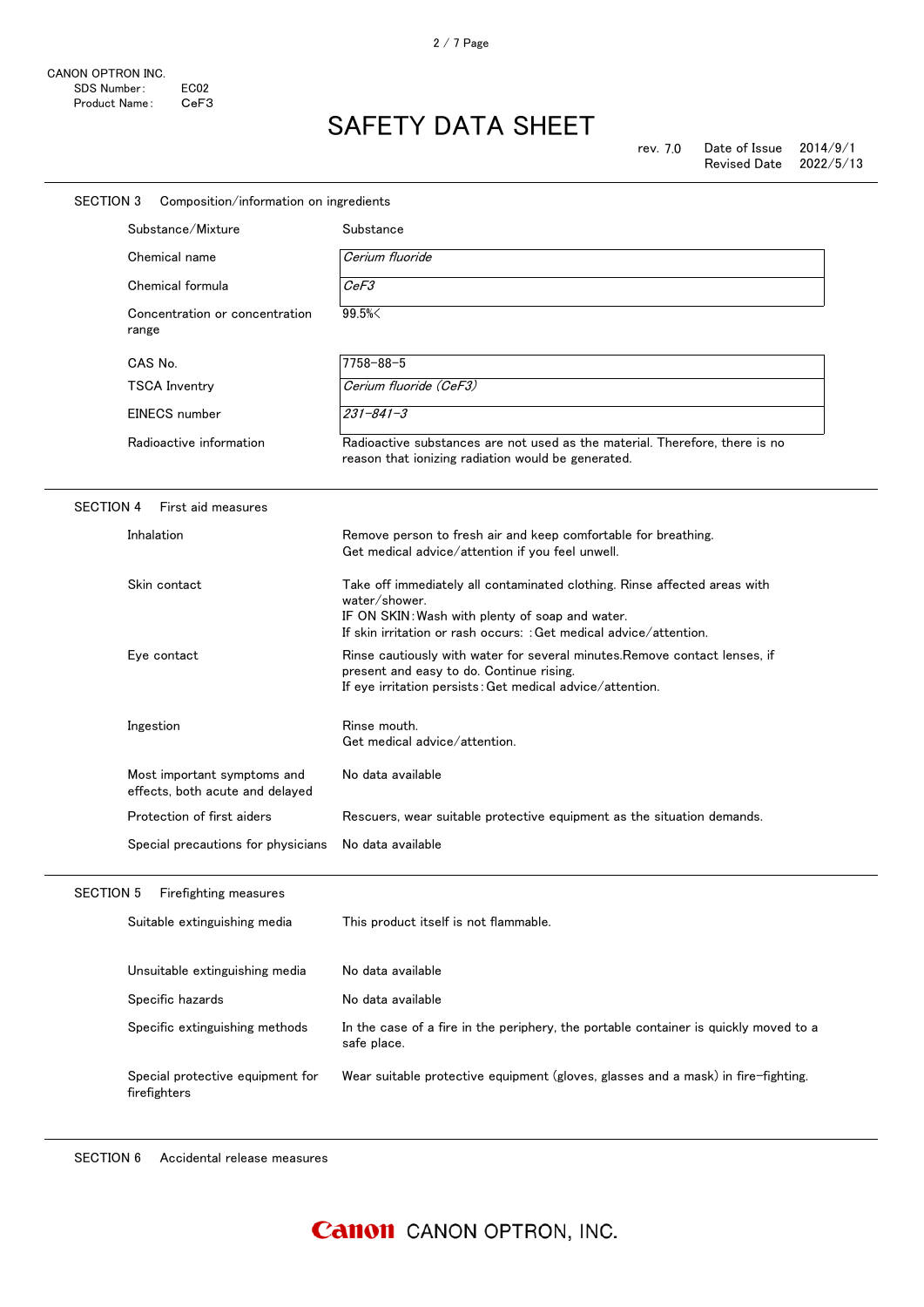CANON OPTRON INC.
SDS Number: EC02
Product Name: CeF3

# SAFETY DATA SHEET

rev. 7.0 Date of Issue 2014/9/1
Revised Date 2022/5/13

## SECTION 3 Composition/information on ingredients

| | |
|---|---|
| Substance/Mixture | Substance |
| Chemical name | *Cerium fluoride* |
| Chemical formula | *CeF3* |
| Concentration or concentration range | 99.5%< |
| CAS No. | 7758-88-5 |
| TSCA Inventry | *Cerium fluoride (CeF3)* |
| EINECS number | *231-841-3* |
| Radioactive information | Radioactive substances are not used as the material. Therefore, there is no reason that ionizing radiation would be generated. |

## SECTION 4 First aid measures

| | |
|---|---|
| Inhalation | Remove person to fresh air and keep comfortable for breathing.<br>Get medical advice/attention if you feel unwell. |
| Skin contact | Take off immediately all contaminated clothing. Rinse affected areas with water/shower.<br>IF ON SKIN: Wash with plenty of soap and water.<br>If skin irritation or rash occurs: : Get medical advice/attention. |
| Eye contact | Rinse cautiously with water for several minutes.Remove contact lenses, if present and easy to do. Continue rising.<br>If eye irritation persists: Get medical advice/attention. |
| Ingestion | Rinse mouth.<br>Get medical advice/attention. |
| Most important symptoms and effects, both acute and delayed | No data available |
| Protection of first aiders | Rescuers, wear suitable protective equipment as the situation demands. |
| Special precautions for physicians | No data available |

## SECTION 5 Firefighting measures

| | |
|---|---|
| Suitable extinguishing media | This product itself is not flammable. |
| Unsuitable extinguishing media | No data available |
| Specific hazards | No data available |
| Specific extinguishing methods | In the case of a fire in the periphery, the portable container is quickly moved to a safe place. |
| Special protective equipment for firefighters | Wear suitable protective equipment (gloves, glasses and a mask) in fire-fighting. |

## SECTION 6 Accidental release measures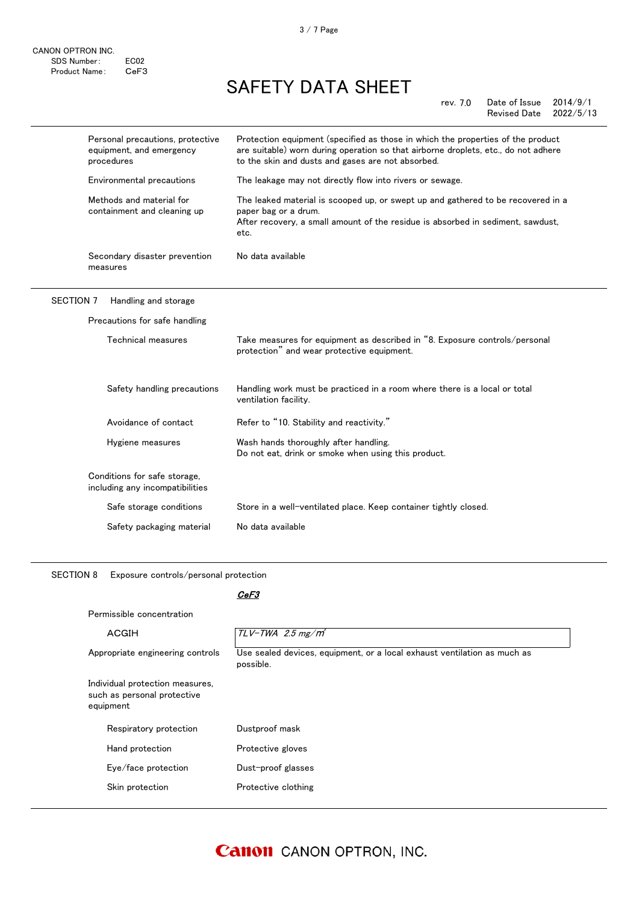| | |
|---|---|
| Personal precautions, protective equipment, and emergency procedures | Protection equipment (specified as those in which the properties of the product are suitable) worn during operation so that airborne droplets, etc., do not adhere to the skin and dusts and gases are not absorbed. |
| Environmental precautions | The leakage may not directly flow into rivers or sewage. |
| Methods and material for containment and cleaning up | The leaked material is scooped up, or swept up and gathered to be recovered in a paper bag or a drum. After recovery, a small amount of the residue is absorbed in sediment, sawdust, etc. |
| Secondary disaster prevention measures | No data available |

## SECTION 7 Handling and storage

**Precautions for safe handling**

| | |
|---|---|
| Technical measures | Take measures for equipment as described in "8. Exposure controls/personal protection" and wear protective equipment. |
| Safety handling precautions | Handling work must be practiced in a room where there is a local or total ventilation facility. |
| Avoidance of contact | Refer to "10. Stability and reactivity." |
| Hygiene measures | Wash hands thoroughly after handling.<br>Do not eat, drink or smoke when using this product. |

**Conditions for safe storage, including any incompatibilities**

| | |
|---|---|
| Safe storage conditions | Store in a well-ventilated place. Keep container tightly closed. |
| Safety packaging material | No data available |

## SECTION 8 Exposure controls/personal protection

| | ***CeF3*** |
|---|---|
| Permissible concentration | |
| ACGIH | *TLV-TWA 2.5 mg/m³* |
| Appropriate engineering controls | Use sealed devices, equipment, or a local exhaust ventilation as much as possible. |

**Individual protection measures, such as personal protective equipment**

| | |
|---|---|
| Respiratory protection | Dustproof mask |
| Hand protection | Protective gloves |
| Eye/face protection | Dust-proof glasses |
| Skin protection | Protective clothing |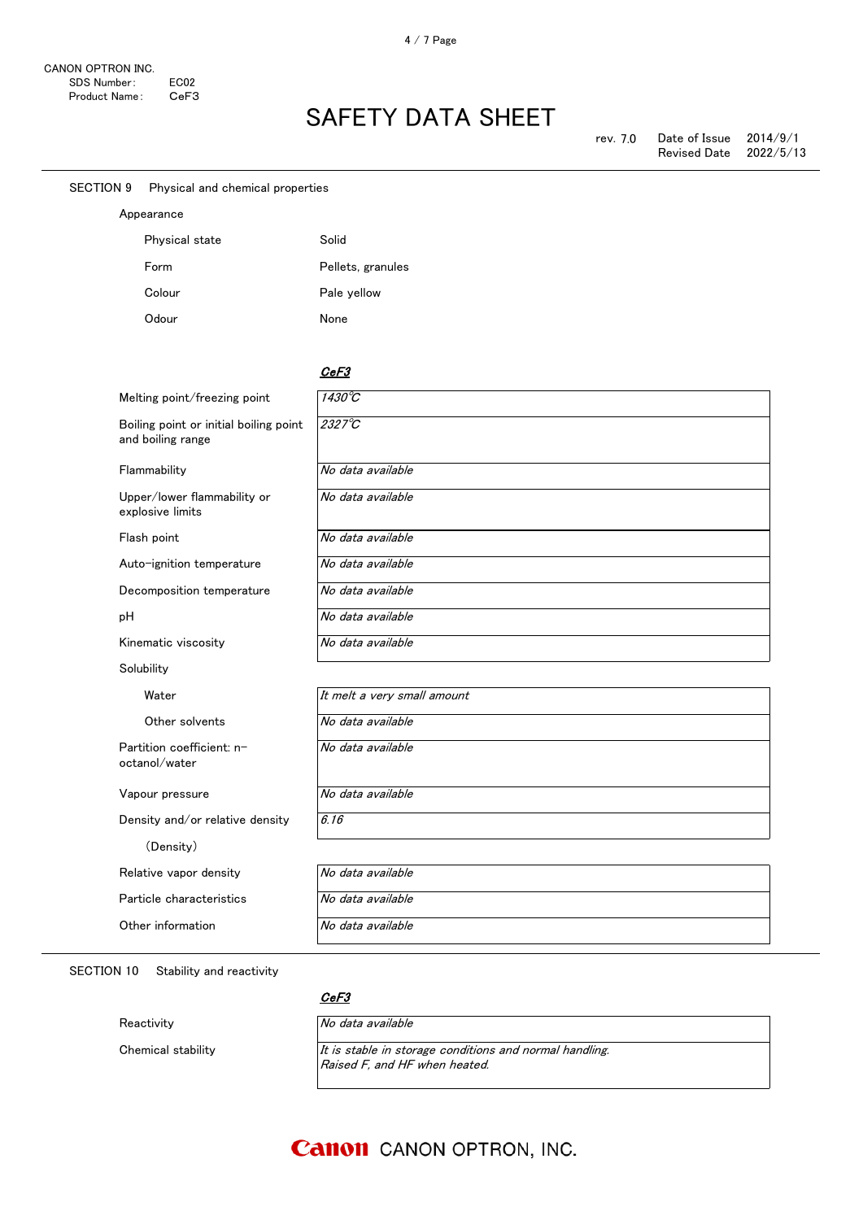CANON OPTRON INC.
SDS Number: EC02
Product Name: CeF3

# SAFETY DATA SHEET

rev. 7.0 | Date of Issue 2014/9/1 | Revised Date 2022/5/13

## SECTION 9 Physical and chemical properties

### Appearance

| | |
|---|---|
| Physical state | Solid |
| Form | Pellets, granules |
| Colour | Pale yellow |
| Odour | None |

| | ***CeF3*** |
|---|---|
| Melting point/freezing point | *1430℃* |
| Boiling point or initial boiling point and boiling range | *2327℃* |
| Flammability | *No data available* |
| Upper/lower flammability or explosive limits | *No data available* |
| Flash point | *No data available* |
| Auto-ignition temperature | *No data available* |
| Decomposition temperature | *No data available* |
| pH | *No data available* |
| Kinematic viscosity | *No data available* |
| Solubility | |
| Water | *It melt a very small amount* |
| Other solvents | *No data available* |
| Partition coefficient: n-octanol/water | *No data available* |
| Vapour pressure | *No data available* |
| Density and/or relative density (Density) | *6.16* |
| Relative vapor density | *No data available* |
| Particle characteristics | *No data available* |
| Other information | *No data available* |

## SECTION 10 Stability and reactivity

| | ***CeF3*** |
|---|---|
| Reactivity | *No data available* |
| Chemical stability | *It is stable in storage conditions and normal handling.*<br>*Raised F, and HF when heated.* |

CANON OPTRON, INC.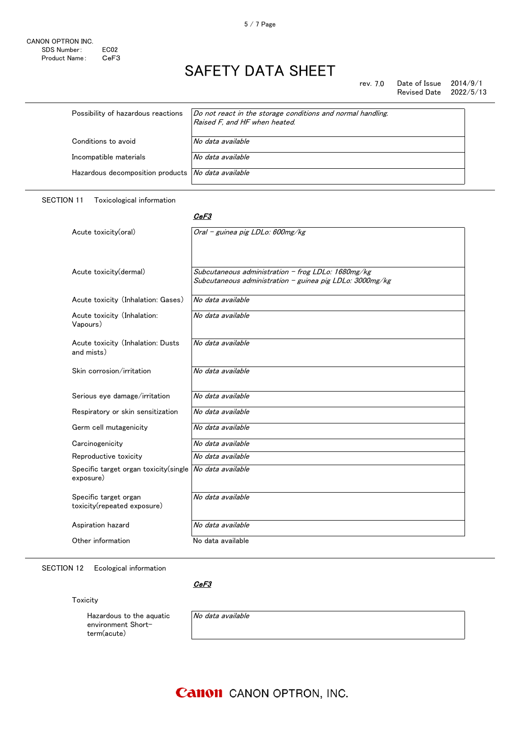| | |
|---|---|
| Possibility of hazardous reactions | *Do not react in the storage conditions and normal handling. Raised F, and HF when heated.* |
| Conditions to avoid | *No data available* |
| Incompatible materials | *No data available* |
| Hazardous decomposition products | *No data available* |

## SECTION 11 Toxicological information

| | ***CeF3*** |
|---|---|
| Acute toxicity(oral) | *Oral – guinea pig LDLo: 600mg/kg* |
| Acute toxicity(dermal) | *Subcutaneous administration – frog LDLo: 1680mg/kg*<br>*Subcutaneous administration – guinea pig LDLo: 3000mg/kg* |
| Acute toxicity (Inhalation: Gases) | *No data available* |
| Acute toxicity (Inhalation: Vapours) | *No data available* |
| Acute toxicity (Inhalation: Dusts and mists) | *No data available* |
| Skin corrosion/irritation | *No data available* |
| Serious eye damage/irritation | *No data available* |
| Respiratory or skin sensitization | *No data available* |
| Germ cell mutagenicity | *No data available* |
| Carcinogenicity | *No data available* |
| Reproductive toxicity | *No data available* |
| Specific target organ toxicity(single exposure) | *No data available* |
| Specific target organ toxicity(repeated exposure) | *No data available* |
| Aspiration hazard | *No data available* |
| Other information | No data available |

## SECTION 12 Ecological information

***CeF3***

Toxicity

| | |
|---|---|
| Hazardous to the aquatic environment Short-term(acute) | *No data available* |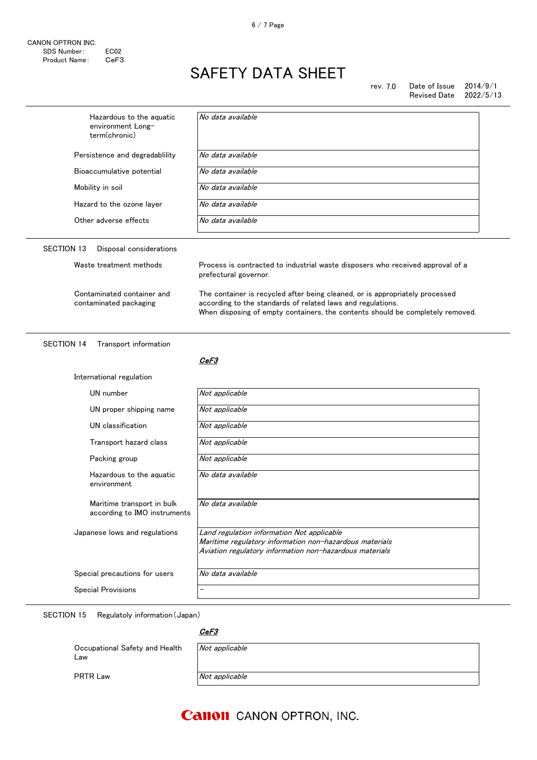| | |
|---|---|
| Hazardous to the aquatic environment Long-term(chronic) | *No data available* |
| Persistence and degradablility | *No data available* |
| Bioaccumulative potential | *No data available* |
| Mobility in soil | *No data available* |
| Hazard to the ozone layer | *No data available* |
| Other adverse effects | *No data available* |

## SECTION 13 Disposal considerations

| | |
|---|---|
| Waste treatment methods | Process is contracted to industrial waste disposers who received approval of a prefectural governor. |
| Contaminated container and contaminated packaging | The container is recycled after being cleaned, or is appropriately processed according to the standards of related laws and regulations. When disposing of empty containers, the contents should be completely removed. |

## SECTION 14 Transport information

***CeF3***

International regulation

| | |
|---|---|
| UN number | *Not applicable* |
| UN proper shipping name | *Not applicable* |
| UN classification | *Not applicable* |
| Transport hazard class | *Not applicable* |
| Packing group | *Not applicable* |
| Hazardous to the aquatic environment | *No data available* |
| Maritime transport in bulk according to IMO instruments | *No data available* |
| Japanese lows and regulations | *Land regulation information Not applicable*<br>*Maritime regulatory information non-hazardous materials*<br>*Aviation regulatory information non-hazardous materials* |
| Special precautions for users | *No data available* |
| Special Provisions | - |

## SECTION 15 Regulatoly information（Japan）

***CeF3***

| | |
|---|---|
| Occupational Safety and Health Law | *Not applicable* |
| PRTR Law | *Not applicable* |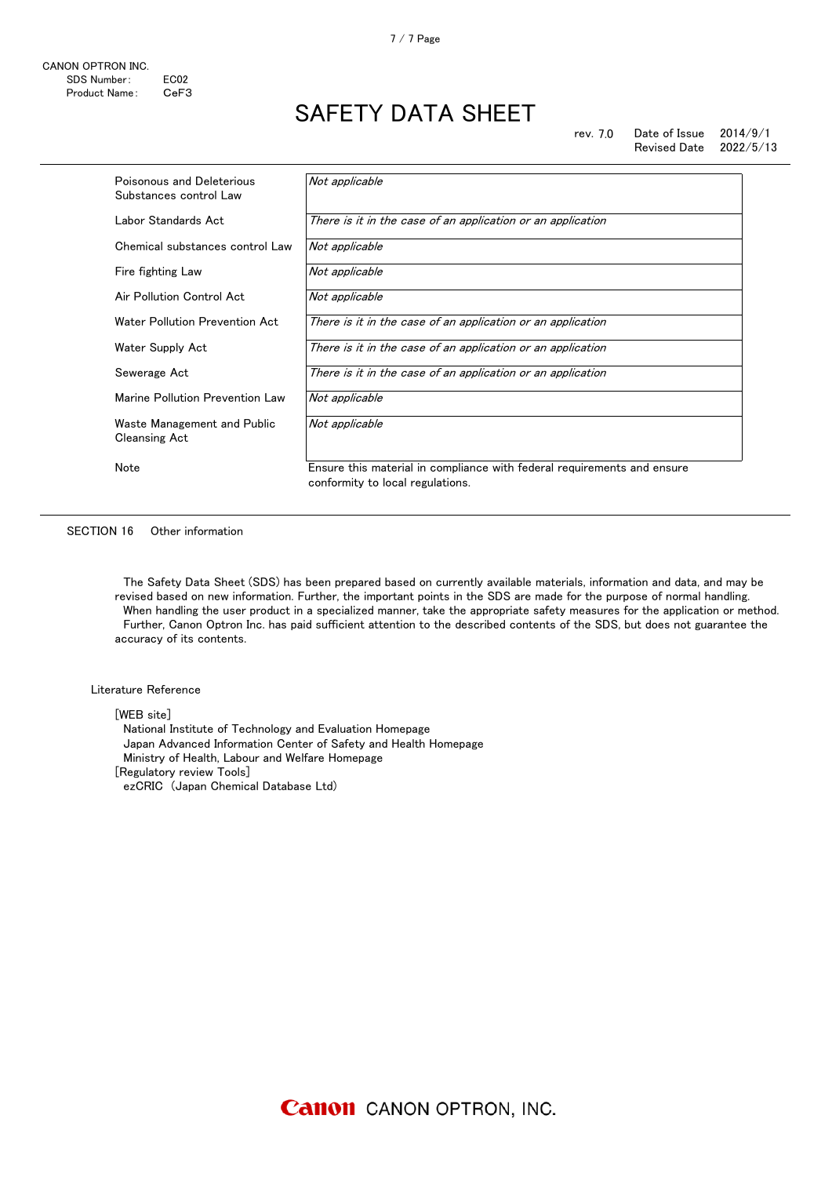| | |
|---|---|
| Poisonous and Deleterious Substances control Law | *Not applicable* |
| Labor Standards Act | *There is it in the case of an application or an application* |
| Chemical substances control Law | *Not applicable* |
| Fire fighting Law | *Not applicable* |
| Air Pollution Control Act | *Not applicable* |
| Water Pollution Prevention Act | *There is it in the case of an application or an application* |
| Water Supply Act | *There is it in the case of an application or an application* |
| Sewerage Act | *There is it in the case of an application or an application* |
| Marine Pollution Prevention Law | *Not applicable* |
| Waste Management and Public Cleansing Act | *Not applicable* |
| Note | Ensure this material in compliance with federal requirements and ensure conformity to local regulations. |

## SECTION 16 Other information

The Safety Data Sheet (SDS) has been prepared based on currently available materials, information and data, and may be revised based on new information. Further, the important points in the SDS are made for the purpose of normal handling.
When handling the user product in a specialized manner, take the appropriate safety measures for the application or method.
Further, Canon Optron Inc. has paid sufficient attention to the described contents of the SDS, but does not guarantee the accuracy of its contents.

Literature Reference

[WEB site]
National Institute of Technology and Evaluation Homepage
Japan Advanced Information Center of Safety and Health Homepage
Ministry of Health, Labour and Welfare Homepage
[Regulatory review Tools]
ezCRIC（Japan Chemical Database Ltd）